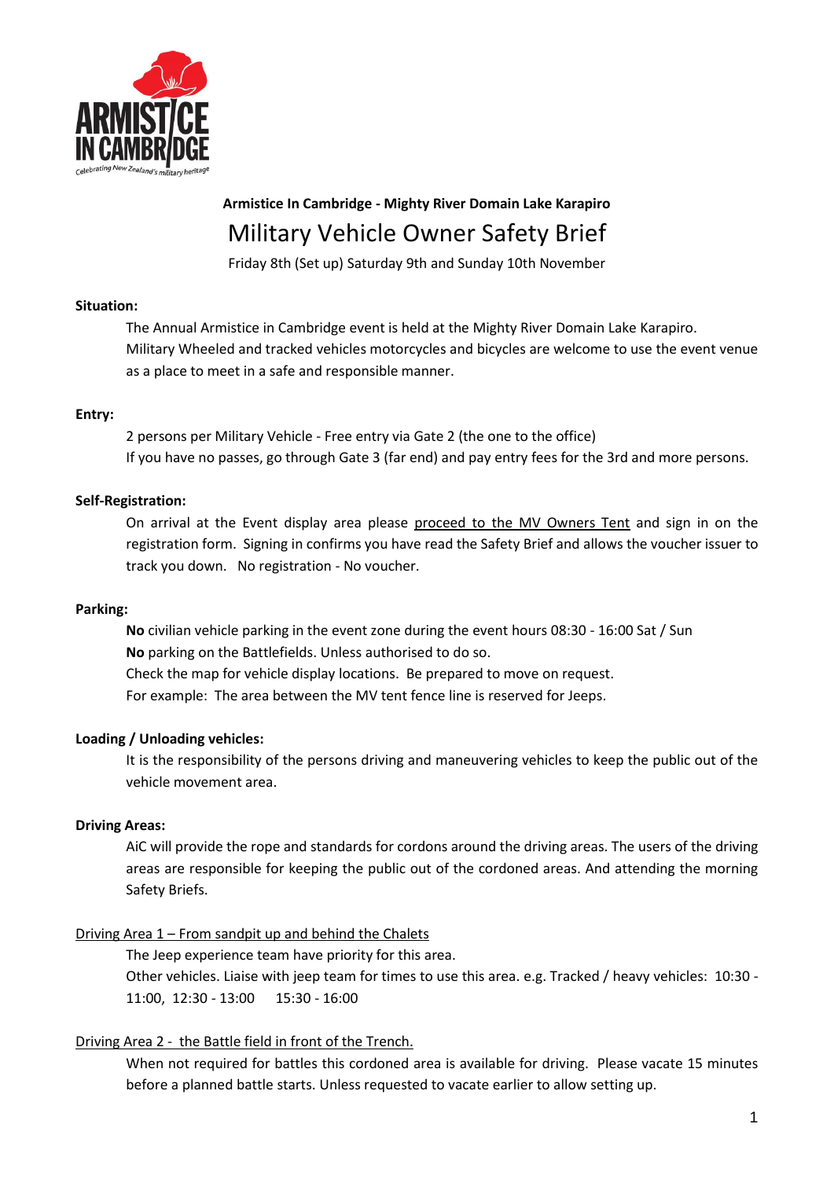**Armistice In Cambridge - Mighty River Domain Lake Karapiro**

# Military Vehicle Owner Safety Brief

Friday 8th (Set up) Saturday 9th and Sunday 10th November

**Situation:**

The Annual Armistice in Cambridge event is held at the Mighty River Domain Lake Karapiro. Military Wheeled and tracked vehicles motorcycles and bicycles are welcome to use the event venue as a place to meet in a safe and responsible manner.

**Entry:**

2 persons per Military Vehicle - Free entry via Gate 2 (the one to the office)
If you have no passes, go through Gate 3 (far end) and pay entry fees for the 3rd and more persons.

**Self-Registration:**

On arrival at the Event display area please proceed to the MV Owners Tent and sign in on the registration form. Signing in confirms you have read the Safety Brief and allows the voucher issuer to track you down. No registration - No voucher.

**Parking:**

**No** civilian vehicle parking in the event zone during the event hours 08:30 - 16:00 Sat / Sun
**No** parking on the Battlefields. Unless authorised to do so.
Check the map for vehicle display locations. Be prepared to move on request.
For example: The area between the MV tent fence line is reserved for Jeeps.

**Loading / Unloading vehicles:**

It is the responsibility of the persons driving and maneuvering vehicles to keep the public out of the vehicle movement area.

**Driving Areas:**

AiC will provide the rope and standards for cordons around the driving areas. The users of the driving areas are responsible for keeping the public out of the cordoned areas. And attending the morning Safety Briefs.

Driving Area 1 – From sandpit up and behind the Chalets

The Jeep experience team have priority for this area.
Other vehicles. Liaise with jeep team for times to use this area. e.g. Tracked / heavy vehicles: 10:30 - 11:00, 12:30 - 13:00 15:30 - 16:00

Driving Area 2 - the Battle field in front of the Trench.

When not required for battles this cordoned area is available for driving. Please vacate 15 minutes before a planned battle starts. Unless requested to vacate earlier to allow setting up.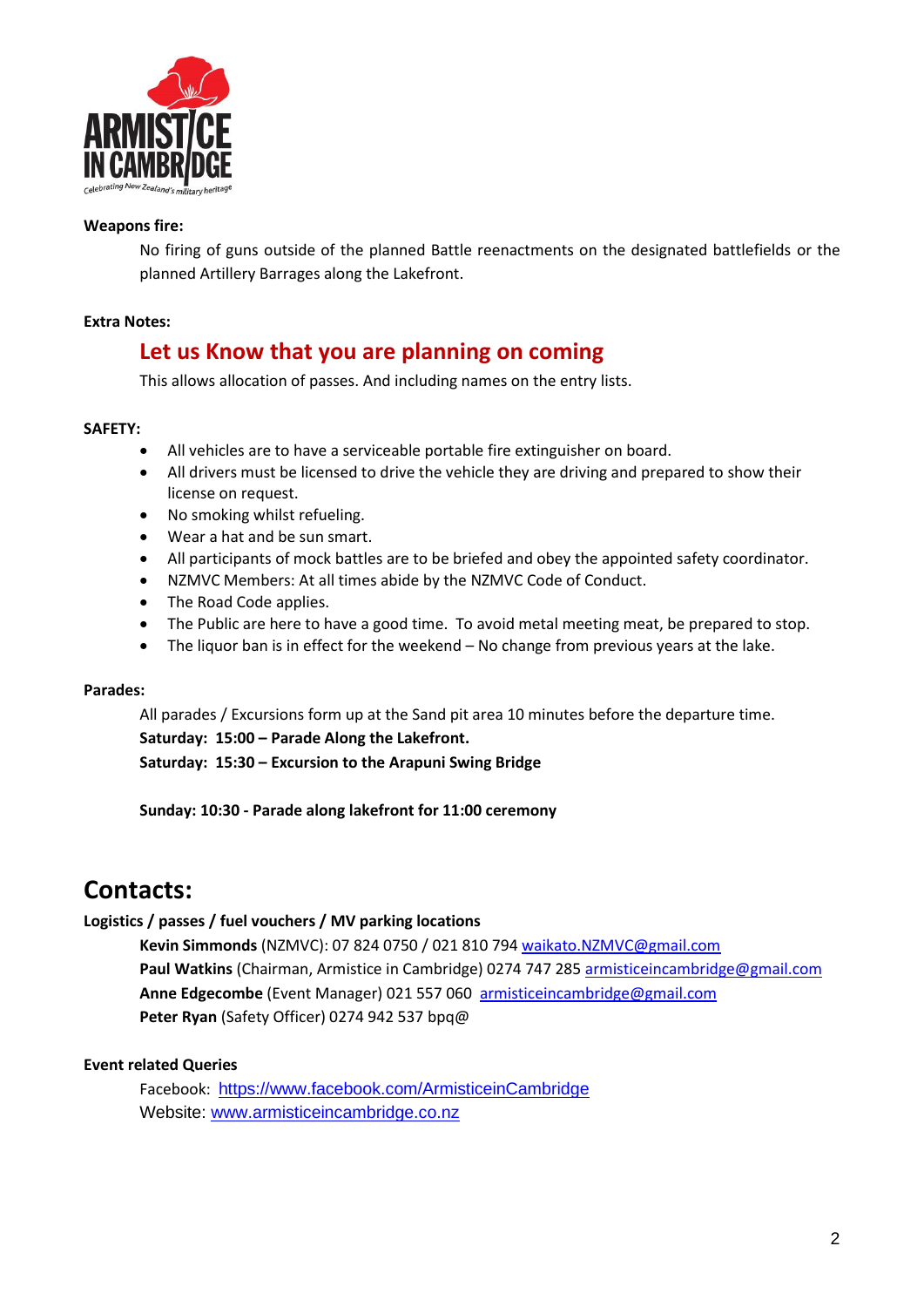**Weapons fire:**

No firing of guns outside of the planned Battle reenactments on the designated battlefields or the planned Artillery Barrages along the Lakefront.

**Extra Notes:**

## Let us Know that you are planning on coming

This allows allocation of passes. And including names on the entry lists.

**SAFETY:**

- All vehicles are to have a serviceable portable fire extinguisher on board.
- All drivers must be licensed to drive the vehicle they are driving and prepared to show their license on request.
- No smoking whilst refueling.
- Wear a hat and be sun smart.
- All participants of mock battles are to be briefed and obey the appointed safety coordinator.
- NZMVC Members: At all times abide by the NZMVC Code of Conduct.
- The Road Code applies.
- The Public are here to have a good time. To avoid metal meeting meat, be prepared to stop.
- The liquor ban is in effect for the weekend – No change from previous years at the lake.

**Parades:**

All parades / Excursions form up at the Sand pit area 10 minutes before the departure time.

**Saturday: 15:00 – Parade Along the Lakefront.**

**Saturday: 15:30 – Excursion to the Arapuni Swing Bridge**

**Sunday: 10:30 - Parade along lakefront for 11:00 ceremony**

# Contacts:

**Logistics / passes / fuel vouchers / MV parking locations**

**Kevin Simmonds** (NZMVC): 07 824 0750 / 021 810 794 waikato.NZMVC@gmail.com
**Paul Watkins** (Chairman, Armistice in Cambridge) 0274 747 285 armisticeincambridge@gmail.com
**Anne Edgecombe** (Event Manager) 021 557 060 armisticeincambridge@gmail.com
**Peter Ryan** (Safety Officer) 0274 942 537 bpq@

**Event related Queries**

Facebook: https://www.facebook.com/ArmisticeinCambridge
Website: www.armisticeincambridge.co.nz